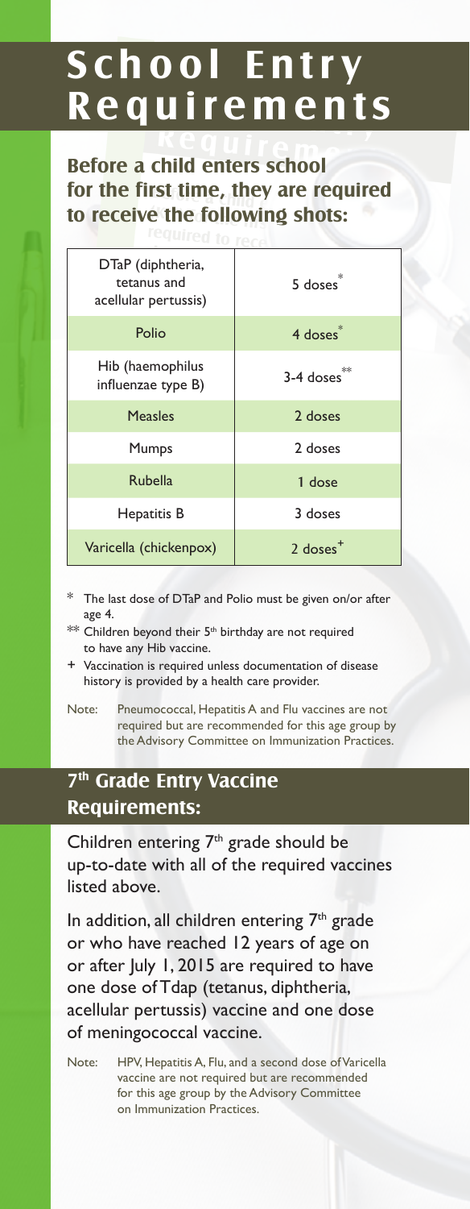# School Entry Requirements

## Before a child enters school for the first time, they are required to receive the following shots:

| Vaccine | Doses |
| --- | --- |
| DTaP (diphtheria, tetanus and acellular pertussis) | 5 doses* |
| Polio | 4 doses* |
| Hib (haemophilus influenzae type B) | 3-4 doses** |
| Measles | 2 doses |
| Mumps | 2 doses |
| Rubella | 1 dose |
| Hepatitis B | 3 doses |
| Varicella (chickenpox) | 2 doses+ |

\* The last dose of DTaP and Polio must be given on/or after age 4.

\*\* Children beyond their 5th birthday are not required to have any Hib vaccine.

\+ Vaccination is required unless documentation of disease history is provided by a health care provider.

Note: Pneumococcal, Hepatitis A and Flu vaccines are not required but are recommended for this age group by the Advisory Committee on Immunization Practices.

## 7th Grade Entry Vaccine Requirements:

Children entering 7th grade should be up-to-date with all of the required vaccines listed above.

In addition, all children entering 7th grade or who have reached 12 years of age on or after July 1, 2015 are required to have one dose of Tdap (tetanus, diphtheria, acellular pertussis) vaccine and one dose of meningococcal vaccine.

Note: HPV, Hepatitis A, Flu, and a second dose of Varicella vaccine are not required but are recommended for this age group by the Advisory Committee on Immunization Practices.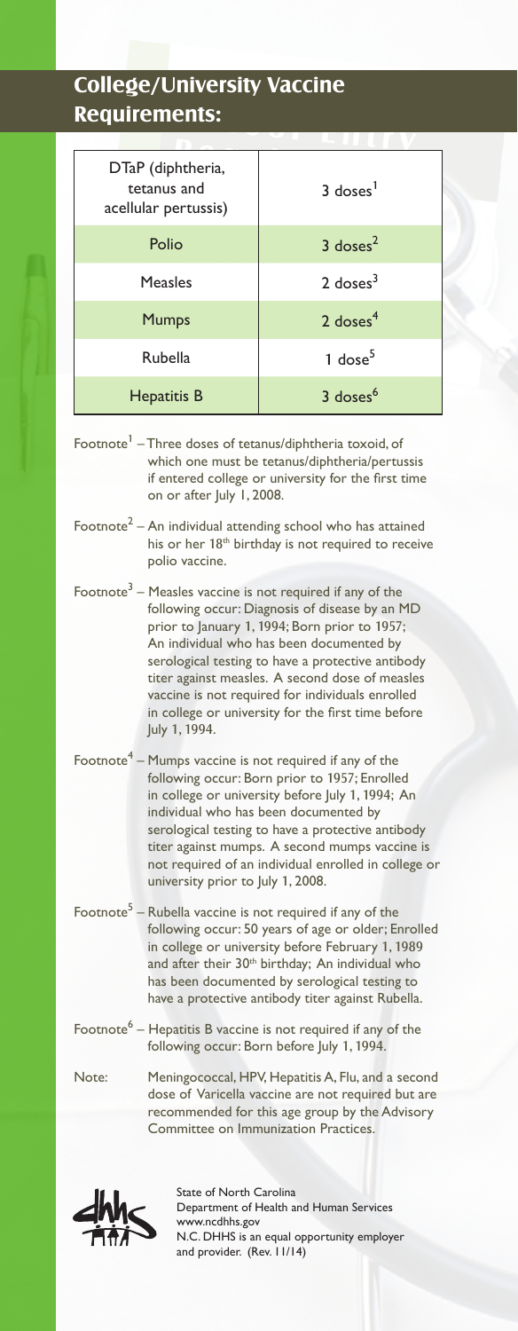## College/University Vaccine Requirements:

| | |
|---|---|
| DTaP (diphtheria, tetanus and acellular pertussis) | 3 doses[1] |
| Polio | 3 doses[2] |
| Measles | 2 doses[3] |
| Mumps | 2 doses[4] |
| Rubella | 1 dose[5] |
| Hepatitis B | 3 doses[6] |

Footnote[1] – Three doses of tetanus/diphtheria toxoid, of which one must be tetanus/diphtheria/pertussis if entered college or university for the first time on or after July 1, 2008.

Footnote[2] – An individual attending school who has attained his or her 18th birthday is not required to receive polio vaccine.

Footnote[3] – Measles vaccine is not required if any of the following occur: Diagnosis of disease by an MD prior to January 1, 1994; Born prior to 1957; An individual who has been documented by serological testing to have a protective antibody titer against measles. A second dose of measles vaccine is not required for individuals enrolled in college or university for the first time before July 1, 1994.

Footnote[4] – Mumps vaccine is not required if any of the following occur: Born prior to 1957; Enrolled in college or university before July 1, 1994; An individual who has been documented by serological testing to have a protective antibody titer against mumps. A second mumps vaccine is not required of an individual enrolled in college or university prior to July 1, 2008.

Footnote[5] – Rubella vaccine is not required if any of the following occur: 50 years of age or older; Enrolled in college or university before February 1, 1989 and after their 30th birthday; An individual who has been documented by serological testing to have a protective antibody titer against Rubella.

Footnote[6] – Hepatitis B vaccine is not required if any of the following occur: Born before July 1, 1994.

Note: Meningococcal, HPV, Hepatitis A, Flu, and a second dose of Varicella vaccine are not required but are recommended for this age group by the Advisory Committee on Immunization Practices.

State of North Carolina
Department of Health and Human Services
www.ncdhhs.gov
N.C. DHHS is an equal opportunity employer and provider. (Rev. 11/14)